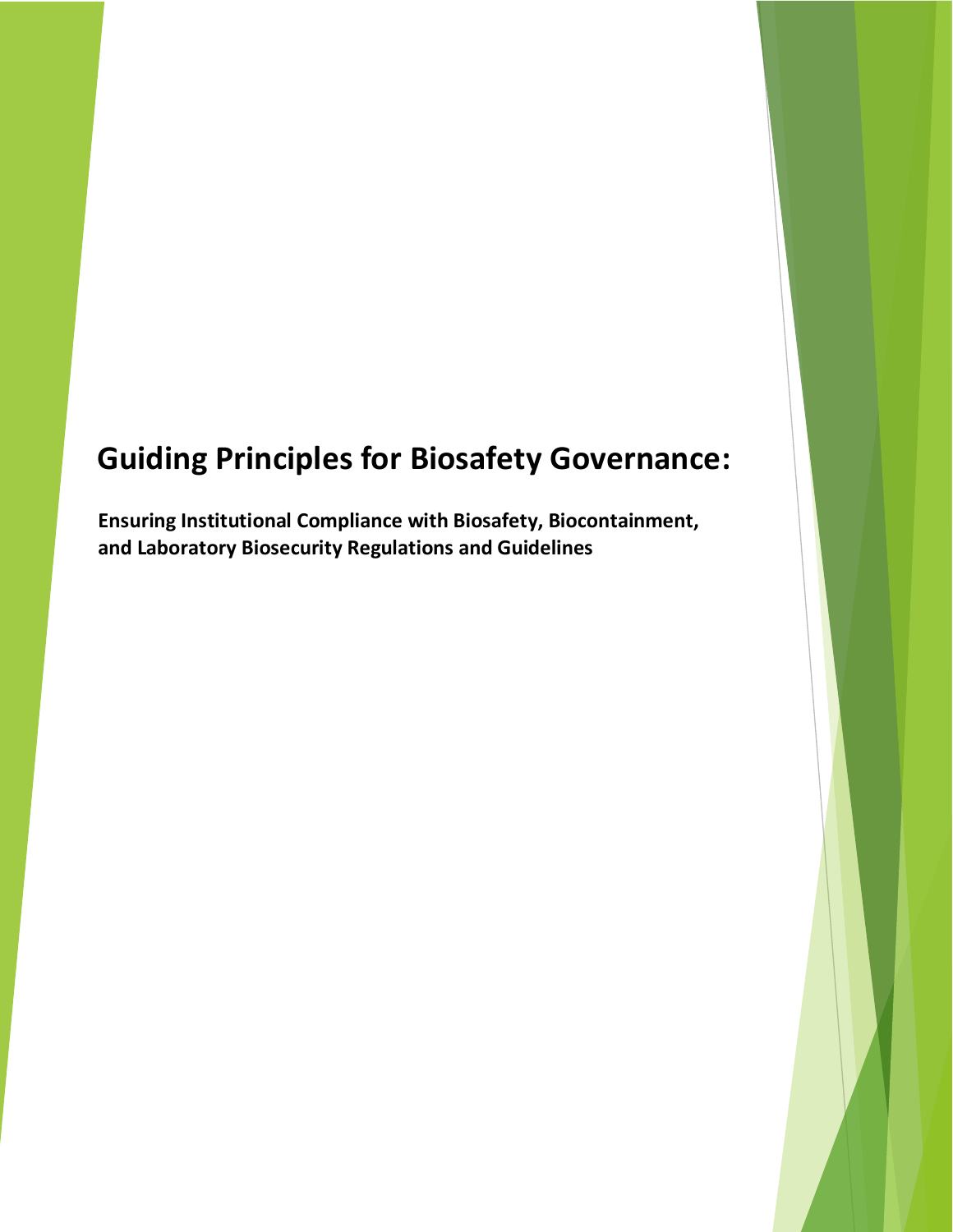# Guiding Principles for Biosafety Governance:

**Ensuring Institutional Compliance with Biosafety, Biocontainment, and Laboratory Biosecurity Regulations and Guidelines**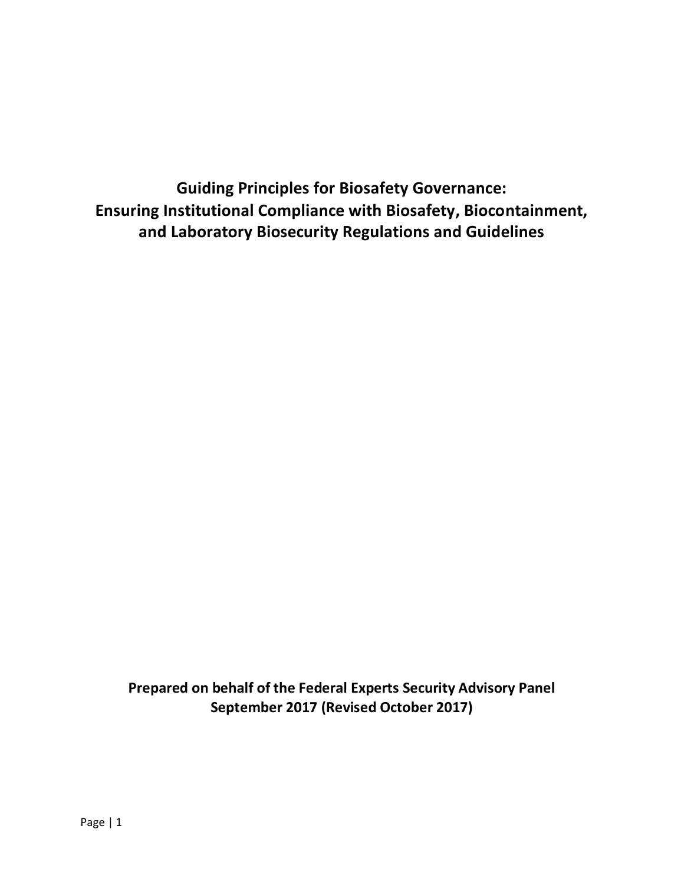# Guiding Principles for Biosafety Governance: Ensuring Institutional Compliance with Biosafety, Biocontainment, and Laboratory Biosecurity Regulations and Guidelines

**Prepared on behalf of the Federal Experts Security Advisory Panel**
**September 2017 (Revised October 2017)**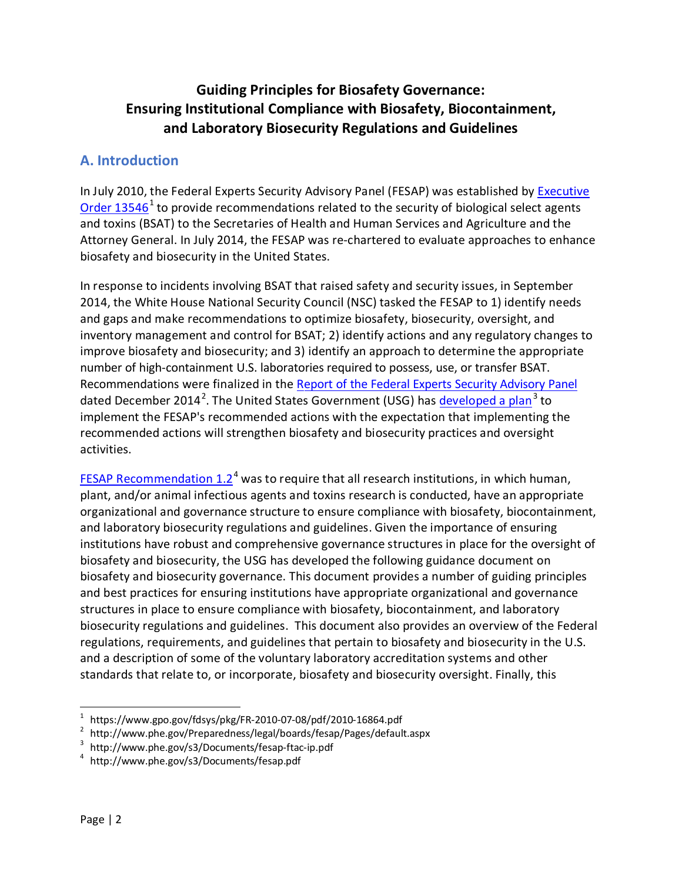# Guiding Principles for Biosafety Governance: Ensuring Institutional Compliance with Biosafety, Biocontainment, and Laboratory Biosecurity Regulations and Guidelines

## A. Introduction

In July 2010, the Federal Experts Security Advisory Panel (FESAP) was established by Executive Order 13546[1] to provide recommendations related to the security of biological select agents and toxins (BSAT) to the Secretaries of Health and Human Services and Agriculture and the Attorney General. In July 2014, the FESAP was re-chartered to evaluate approaches to enhance biosafety and biosecurity in the United States.

In response to incidents involving BSAT that raised safety and security issues, in September 2014, the White House National Security Council (NSC) tasked the FESAP to 1) identify needs and gaps and make recommendations to optimize biosafety, biosecurity, oversight, and inventory management and control for BSAT; 2) identify actions and any regulatory changes to improve biosafety and biosecurity; and 3) identify an approach to determine the appropriate number of high-containment U.S. laboratories required to possess, use, or transfer BSAT. Recommendations were finalized in the Report of the Federal Experts Security Advisory Panel dated December 2014[2]. The United States Government (USG) has developed a plan[3] to implement the FESAP's recommended actions with the expectation that implementing the recommended actions will strengthen biosafety and biosecurity practices and oversight activities.

FESAP Recommendation 1.2[4] was to require that all research institutions, in which human, plant, and/or animal infectious agents and toxins research is conducted, have an appropriate organizational and governance structure to ensure compliance with biosafety, biocontainment, and laboratory biosecurity regulations and guidelines. Given the importance of ensuring institutions have robust and comprehensive governance structures in place for the oversight of biosafety and biosecurity, the USG has developed the following guidance document on biosafety and biosecurity governance. This document provides a number of guiding principles and best practices for ensuring institutions have appropriate organizational and governance structures in place to ensure compliance with biosafety, biocontainment, and laboratory biosecurity regulations and guidelines. This document also provides an overview of the Federal regulations, requirements, and guidelines that pertain to biosafety and biosecurity in the U.S. and a description of some of the voluntary laboratory accreditation systems and other standards that relate to, or incorporate, biosafety and biosecurity oversight. Finally, this

---

[1] https://www.gpo.gov/fdsys/pkg/FR-2010-07-08/pdf/2010-16864.pdf
[2] http://www.phe.gov/Preparedness/legal/boards/fesap/Pages/default.aspx
[3] http://www.phe.gov/s3/Documents/fesap-ftac-ip.pdf
[4] http://www.phe.gov/s3/Documents/fesap.pdf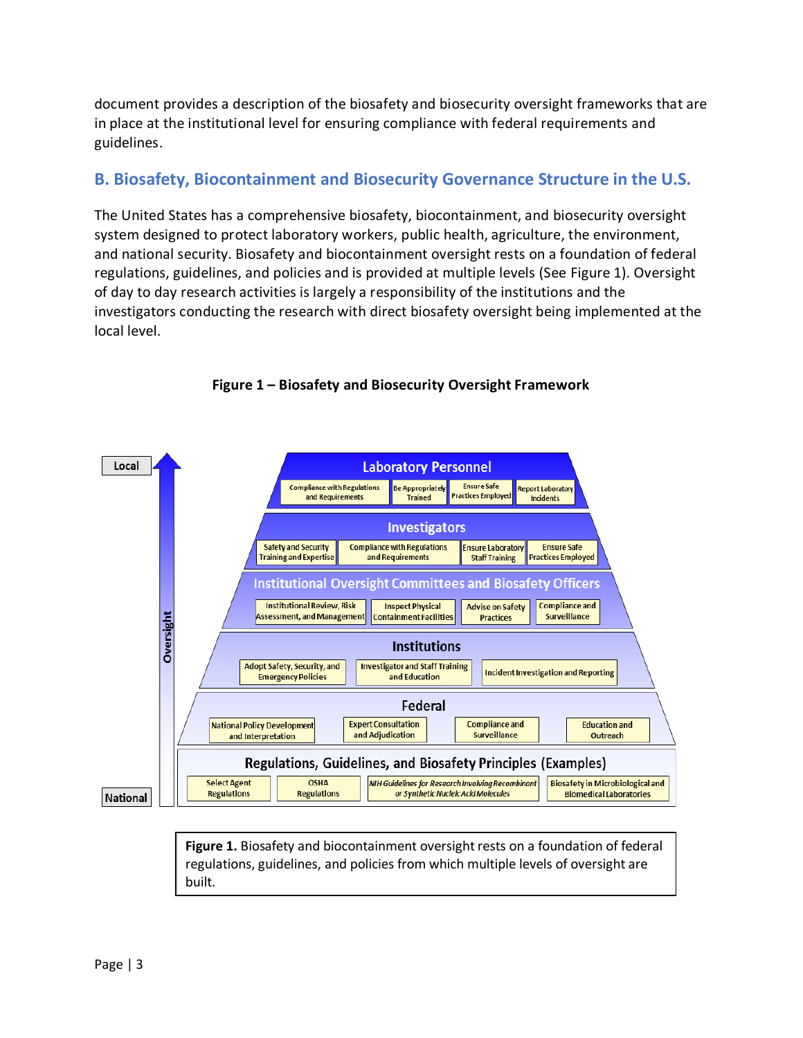document provides a description of the biosafety and biosecurity oversight frameworks that are in place at the institutional level for ensuring compliance with federal requirements and guidelines.

## B. Biosafety, Biocontainment and Biosecurity Governance Structure in the U.S.

The United States has a comprehensive biosafety, biocontainment, and biosecurity oversight system designed to protect laboratory workers, public health, agriculture, the environment, and national security. Biosafety and biocontainment oversight rests on a foundation of federal regulations, guidelines, and policies and is provided at multiple levels (See Figure 1). Oversight of day to day research activities is largely a responsibility of the institutions and the investigators conducting the research with direct biosafety oversight being implemented at the local level.

**Figure 1 – Biosafety and Biosecurity Oversight Framework**

Local

National

Oversight

**Laboratory Personnel**
- Compliance with Regulations and Requirements
- Be Appropriately Trained
- Ensure Safe Practices Employed
- Report Laboratory Incidents

**Investigators**
- Safety and Security Training and Expertise
- Compliance with Regulations and Requirements
- Ensure Laboratory Staff Training
- Ensure Safe Practices Employed

**Institutional Oversight Committees and Biosafety Officers**
- Institutional Review, Risk Assessment, and Management
- Inspect Physical Containment Facilities
- Advise on Safety Practices
- Compliance and Surveillance

**Institutions**
- Adopt Safety, Security, and Emergency Policies
- Investigator and Staff Training and Education
- Incident Investigation and Reporting

**Federal**
- National Policy Development and Interpretation
- Expert Consultation and Adjudication
- Compliance and Surveillance
- Education and Outreach

**Regulations, Guidelines, and Biosafety Principles (Examples)**
- Select Agent Regulations
- OSHA Regulations
- *NIH Guidelines for Research Involving Recombinant or Synthetic Nucleic Acid Molecules*
- Biosafety in Microbiological and Biomedical Laboratories

**Figure 1.** Biosafety and biocontainment oversight rests on a foundation of federal regulations, guidelines, and policies from which multiple levels of oversight are built.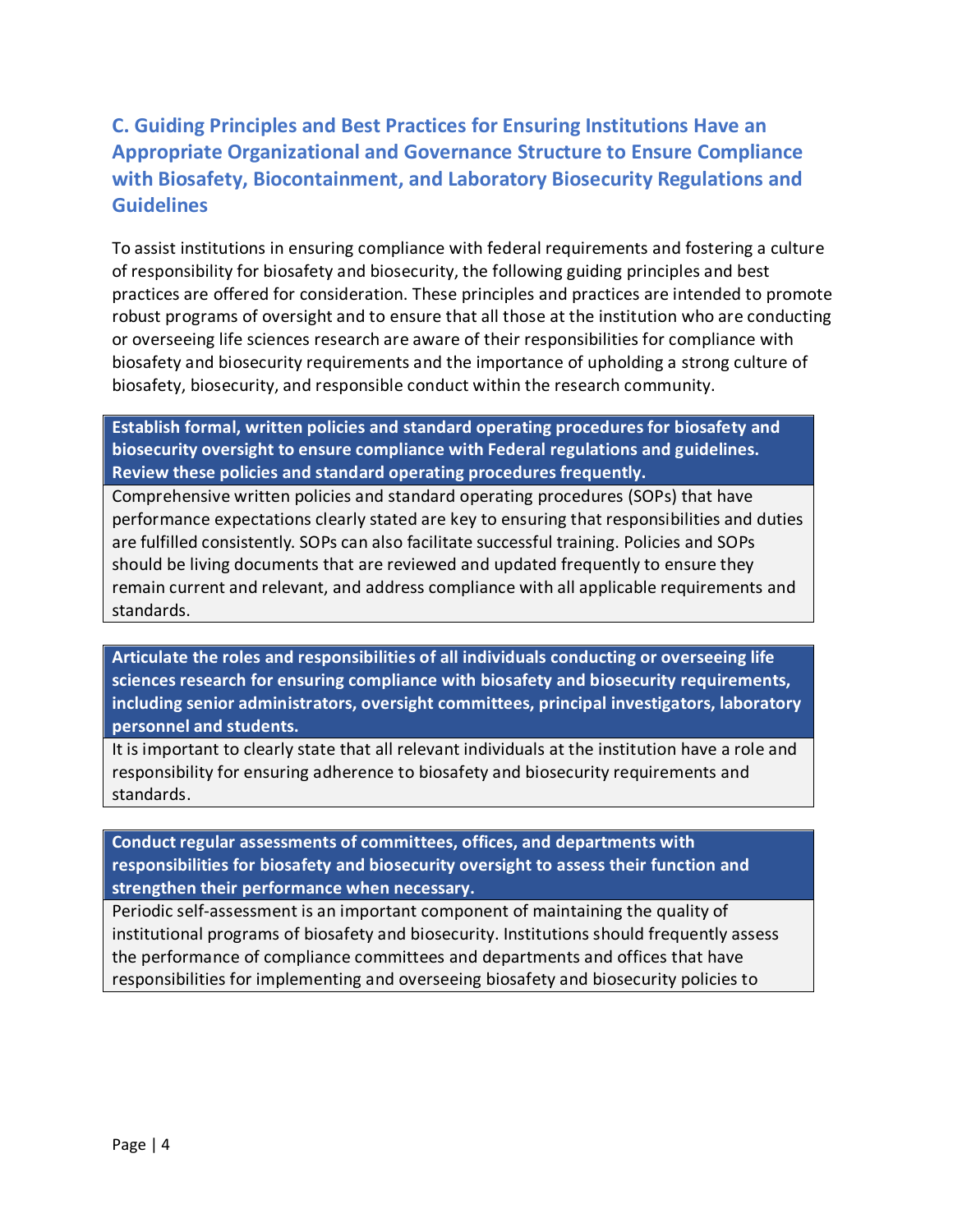## C. Guiding Principles and Best Practices for Ensuring Institutions Have an Appropriate Organizational and Governance Structure to Ensure Compliance with Biosafety, Biocontainment, and Laboratory Biosecurity Regulations and Guidelines

To assist institutions in ensuring compliance with federal requirements and fostering a culture of responsibility for biosafety and biosecurity, the following guiding principles and best practices are offered for consideration. These principles and practices are intended to promote robust programs of oversight and to ensure that all those at the institution who are conducting or overseeing life sciences research are aware of their responsibilities for compliance with biosafety and biosecurity requirements and the importance of upholding a strong culture of biosafety, biosecurity, and responsible conduct within the research community.

**Establish formal, written policies and standard operating procedures for biosafety and biosecurity oversight to ensure compliance with Federal regulations and guidelines. Review these policies and standard operating procedures frequently.**

Comprehensive written policies and standard operating procedures (SOPs) that have performance expectations clearly stated are key to ensuring that responsibilities and duties are fulfilled consistently. SOPs can also facilitate successful training. Policies and SOPs should be living documents that are reviewed and updated frequently to ensure they remain current and relevant, and address compliance with all applicable requirements and standards.

**Articulate the roles and responsibilities of all individuals conducting or overseeing life sciences research for ensuring compliance with biosafety and biosecurity requirements, including senior administrators, oversight committees, principal investigators, laboratory personnel and students.**

It is important to clearly state that all relevant individuals at the institution have a role and responsibility for ensuring adherence to biosafety and biosecurity requirements and standards.

**Conduct regular assessments of committees, offices, and departments with responsibilities for biosafety and biosecurity oversight to assess their function and strengthen their performance when necessary.**

Periodic self-assessment is an important component of maintaining the quality of institutional programs of biosafety and biosecurity. Institutions should frequently assess the performance of compliance committees and departments and offices that have responsibilities for implementing and overseeing biosafety and biosecurity policies to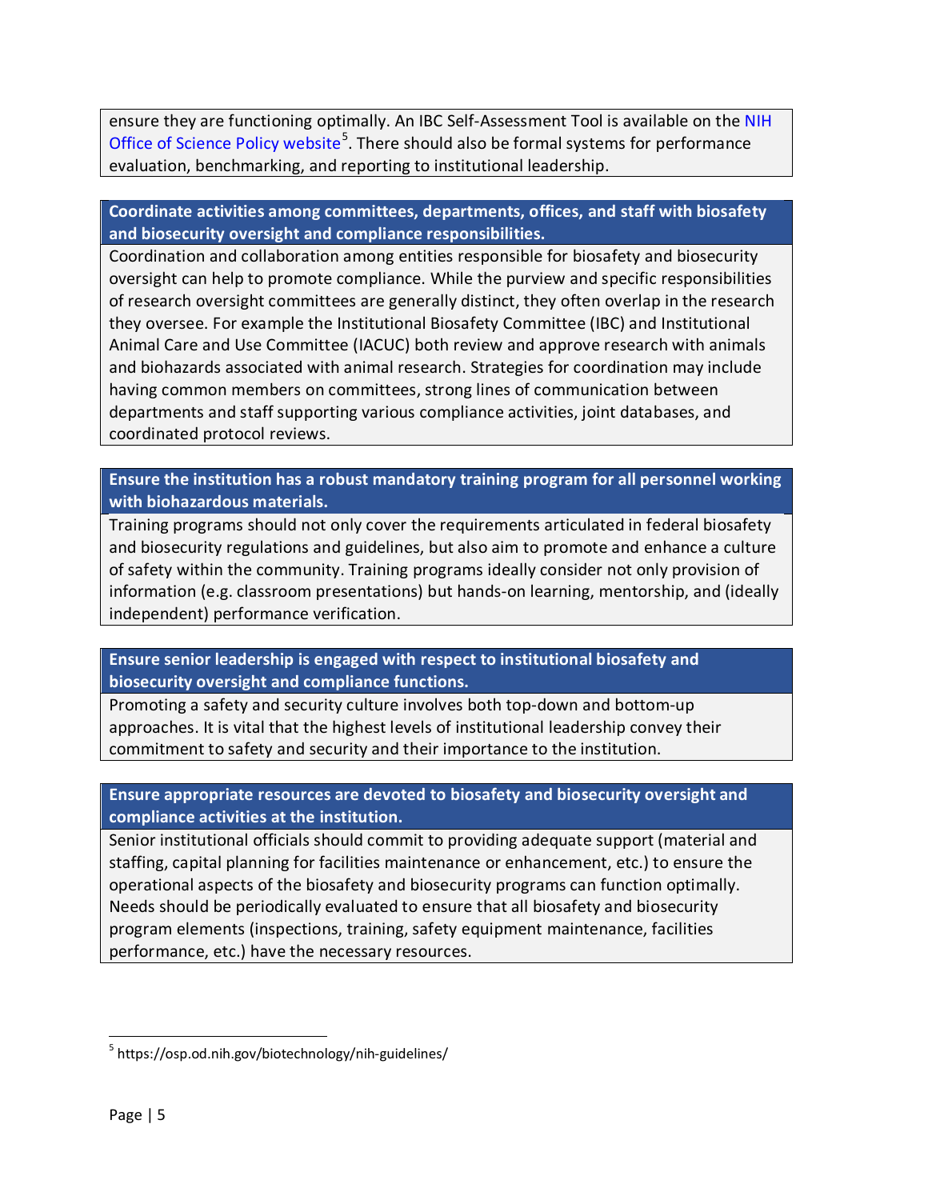ensure they are functioning optimally. An IBC Self-Assessment Tool is available on the NIH Office of Science Policy website[5]. There should also be formal systems for performance evaluation, benchmarking, and reporting to institutional leadership.

**Coordinate activities among committees, departments, offices, and staff with biosafety and biosecurity oversight and compliance responsibilities.**

Coordination and collaboration among entities responsible for biosafety and biosecurity oversight can help to promote compliance. While the purview and specific responsibilities of research oversight committees are generally distinct, they often overlap in the research they oversee. For example the Institutional Biosafety Committee (IBC) and Institutional Animal Care and Use Committee (IACUC) both review and approve research with animals and biohazards associated with animal research. Strategies for coordination may include having common members on committees, strong lines of communication between departments and staff supporting various compliance activities, joint databases, and coordinated protocol reviews.

**Ensure the institution has a robust mandatory training program for all personnel working with biohazardous materials.**

Training programs should not only cover the requirements articulated in federal biosafety and biosecurity regulations and guidelines, but also aim to promote and enhance a culture of safety within the community. Training programs ideally consider not only provision of information (e.g. classroom presentations) but hands-on learning, mentorship, and (ideally independent) performance verification.

**Ensure senior leadership is engaged with respect to institutional biosafety and biosecurity oversight and compliance functions.**

Promoting a safety and security culture involves both top-down and bottom-up approaches. It is vital that the highest levels of institutional leadership convey their commitment to safety and security and their importance to the institution.

**Ensure appropriate resources are devoted to biosafety and biosecurity oversight and compliance activities at the institution.**

Senior institutional officials should commit to providing adequate support (material and staffing, capital planning for facilities maintenance or enhancement, etc.) to ensure the operational aspects of the biosafety and biosecurity programs can function optimally. Needs should be periodically evaluated to ensure that all biosafety and biosecurity program elements (inspections, training, safety equipment maintenance, facilities performance, etc.) have the necessary resources.

---

[5] https://osp.od.nih.gov/biotechnology/nih-guidelines/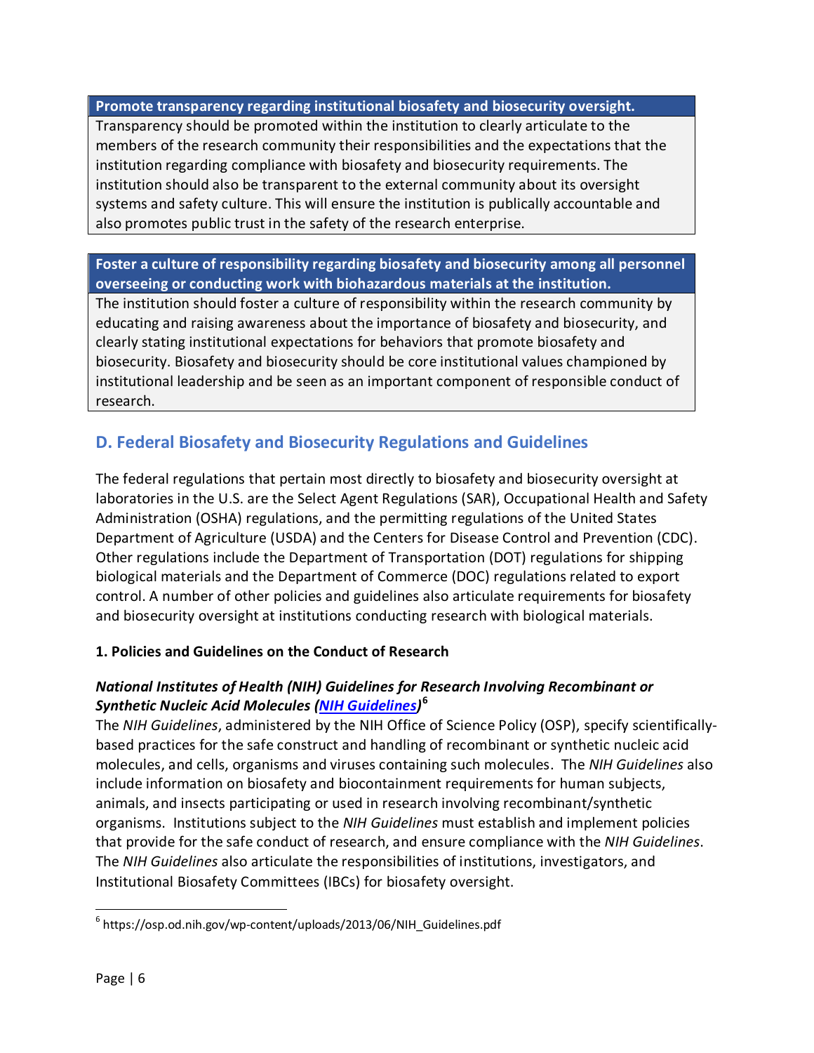**Promote transparency regarding institutional biosafety and biosecurity oversight.**

Transparency should be promoted within the institution to clearly articulate to the members of the research community their responsibilities and the expectations that the institution regarding compliance with biosafety and biosecurity requirements. The institution should also be transparent to the external community about its oversight systems and safety culture. This will ensure the institution is publically accountable and also promotes public trust in the safety of the research enterprise.

**Foster a culture of responsibility regarding biosafety and biosecurity among all personnel overseeing or conducting work with biohazardous materials at the institution.**

The institution should foster a culture of responsibility within the research community by educating and raising awareness about the importance of biosafety and biosecurity, and clearly stating institutional expectations for behaviors that promote biosafety and biosecurity. Biosafety and biosecurity should be core institutional values championed by institutional leadership and be seen as an important component of responsible conduct of research.

## D. Federal Biosafety and Biosecurity Regulations and Guidelines

The federal regulations that pertain most directly to biosafety and biosecurity oversight at laboratories in the U.S. are the Select Agent Regulations (SAR), Occupational Health and Safety Administration (OSHA) regulations, and the permitting regulations of the United States Department of Agriculture (USDA) and the Centers for Disease Control and Prevention (CDC). Other regulations include the Department of Transportation (DOT) regulations for shipping biological materials and the Department of Commerce (DOC) regulations related to export control. A number of other policies and guidelines also articulate requirements for biosafety and biosecurity oversight at institutions conducting research with biological materials.

### 1. Policies and Guidelines on the Conduct of Research

***National Institutes of Health (NIH) Guidelines for Research Involving Recombinant or Synthetic Nucleic Acid Molecules (NIH Guidelines)*** [6]

The *NIH Guidelines*, administered by the NIH Office of Science Policy (OSP), specify scientifically-based practices for the safe construct and handling of recombinant or synthetic nucleic acid molecules, and cells, organisms and viruses containing such molecules. The *NIH Guidelines* also include information on biosafety and biocontainment requirements for human subjects, animals, and insects participating or used in research involving recombinant/synthetic organisms. Institutions subject to the *NIH Guidelines* must establish and implement policies that provide for the safe conduct of research, and ensure compliance with the *NIH Guidelines*. The *NIH Guidelines* also articulate the responsibilities of institutions, investigators, and Institutional Biosafety Committees (IBCs) for biosafety oversight.

[6] https://osp.od.nih.gov/wp-content/uploads/2013/06/NIH_Guidelines.pdf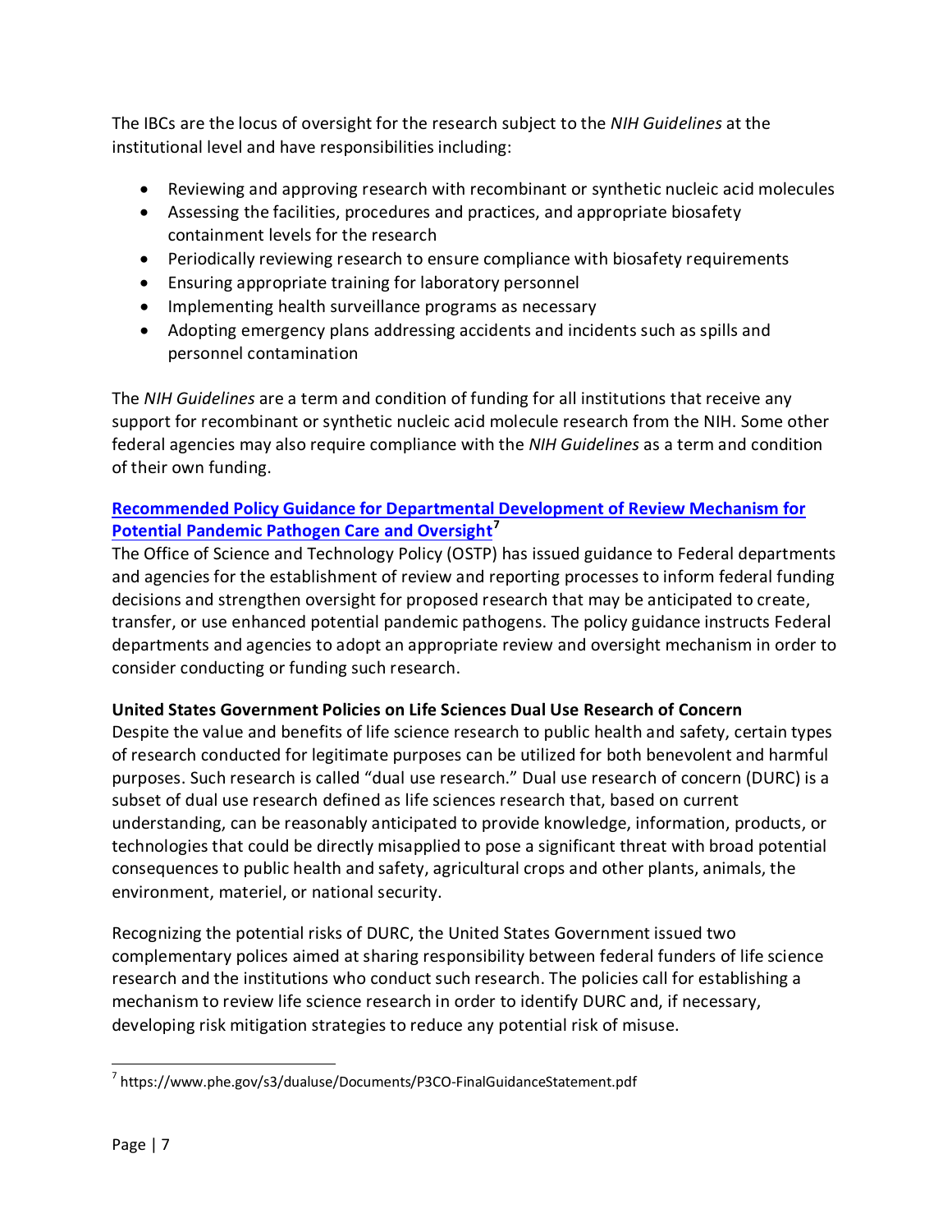The IBCs are the locus of oversight for the research subject to the *NIH Guidelines* at the institutional level and have responsibilities including:

- Reviewing and approving research with recombinant or synthetic nucleic acid molecules
- Assessing the facilities, procedures and practices, and appropriate biosafety containment levels for the research
- Periodically reviewing research to ensure compliance with biosafety requirements
- Ensuring appropriate training for laboratory personnel
- Implementing health surveillance programs as necessary
- Adopting emergency plans addressing accidents and incidents such as spills and personnel contamination

The *NIH Guidelines* are a term and condition of funding for all institutions that receive any support for recombinant or synthetic nucleic acid molecule research from the NIH. Some other federal agencies may also require compliance with the *NIH Guidelines* as a term and condition of their own funding.

**Recommended Policy Guidance for Departmental Development of Review Mechanism for Potential Pandemic Pathogen Care and Oversight**[7]

The Office of Science and Technology Policy (OSTP) has issued guidance to Federal departments and agencies for the establishment of review and reporting processes to inform federal funding decisions and strengthen oversight for proposed research that may be anticipated to create, transfer, or use enhanced potential pandemic pathogens. The policy guidance instructs Federal departments and agencies to adopt an appropriate review and oversight mechanism in order to consider conducting or funding such research.

**United States Government Policies on Life Sciences Dual Use Research of Concern**

Despite the value and benefits of life science research to public health and safety, certain types of research conducted for legitimate purposes can be utilized for both benevolent and harmful purposes. Such research is called "dual use research." Dual use research of concern (DURC) is a subset of dual use research defined as life sciences research that, based on current understanding, can be reasonably anticipated to provide knowledge, information, products, or technologies that could be directly misapplied to pose a significant threat with broad potential consequences to public health and safety, agricultural crops and other plants, animals, the environment, materiel, or national security.

Recognizing the potential risks of DURC, the United States Government issued two complementary polices aimed at sharing responsibility between federal funders of life science research and the institutions who conduct such research. The policies call for establishing a mechanism to review life science research in order to identify DURC and, if necessary, developing risk mitigation strategies to reduce any potential risk of misuse.

[7] https://www.phe.gov/s3/dualuse/Documents/P3CO-FinalGuidanceStatement.pdf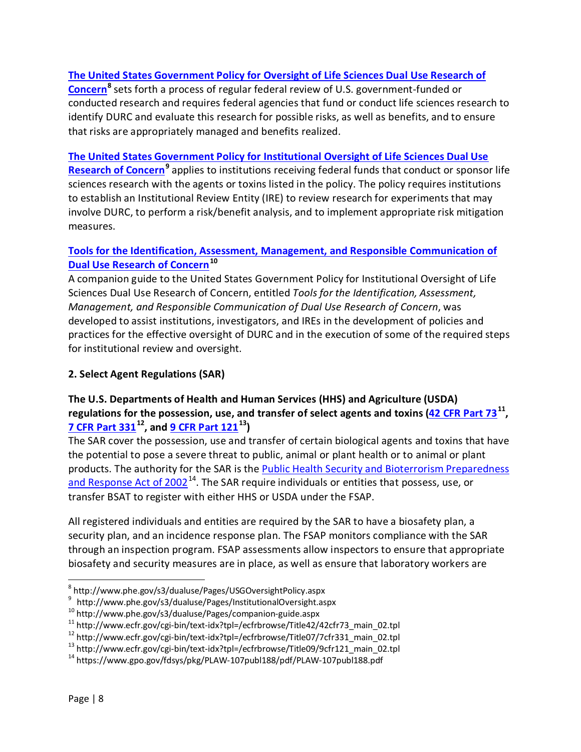**The United States Government Policy for Oversight of Life Sciences Dual Use Research of Concern**[8] sets forth a process of regular federal review of U.S. government-funded or conducted research and requires federal agencies that fund or conduct life sciences research to identify DURC and evaluate this research for possible risks, as well as benefits, and to ensure that risks are appropriately managed and benefits realized.

**The United States Government Policy for Institutional Oversight of Life Sciences Dual Use Research of Concern**[9] applies to institutions receiving federal funds that conduct or sponsor life sciences research with the agents or toxins listed in the policy. The policy requires institutions to establish an Institutional Review Entity (IRE) to review research for experiments that may involve DURC, to perform a risk/benefit analysis, and to implement appropriate risk mitigation measures.

**Tools for the Identification, Assessment, Management, and Responsible Communication of Dual Use Research of Concern**[10]

A companion guide to the United States Government Policy for Institutional Oversight of Life Sciences Dual Use Research of Concern, entitled *Tools for the Identification, Assessment, Management, and Responsible Communication of Dual Use Research of Concern*, was developed to assist institutions, investigators, and IREs in the development of policies and practices for the effective oversight of DURC and in the execution of some of the required steps for institutional review and oversight.

**2. Select Agent Regulations (SAR)**

**The U.S. Departments of Health and Human Services (HHS) and Agriculture (USDA) regulations for the possession, use, and transfer of select agents and toxins (42 CFR Part 73[11], 7 CFR Part 331[12], and 9 CFR Part 121[13])**

The SAR cover the possession, use and transfer of certain biological agents and toxins that have the potential to pose a severe threat to public, animal or plant health or to animal or plant products. The authority for the SAR is the Public Health Security and Bioterrorism Preparedness and Response Act of 2002[14]. The SAR require individuals or entities that possess, use, or transfer BSAT to register with either HHS or USDA under the FSAP.

All registered individuals and entities are required by the SAR to have a biosafety plan, a security plan, and an incidence response plan. The FSAP monitors compliance with the SAR through an inspection program. FSAP assessments allow inspectors to ensure that appropriate biosafety and security measures are in place, as well as ensure that laboratory workers are

---

[8] http://www.phe.gov/s3/dualuse/Pages/USGOversightPolicy.aspx
[9] http://www.phe.gov/s3/dualuse/Pages/InstitutionalOversight.aspx
[10] http://www.phe.gov/s3/dualuse/Pages/companion-guide.aspx
[11] http://www.ecfr.gov/cgi-bin/text-idx?tpl=/ecfrbrowse/Title42/42cfr73_main_02.tpl
[12] http://www.ecfr.gov/cgi-bin/text-idx?tpl=/ecfrbrowse/Title07/7cfr331_main_02.tpl
[13] http://www.ecfr.gov/cgi-bin/text-idx?tpl=/ecfrbrowse/Title09/9cfr121_main_02.tpl
[14] https://www.gpo.gov/fdsys/pkg/PLAW-107publ188/pdf/PLAW-107publ188.pdf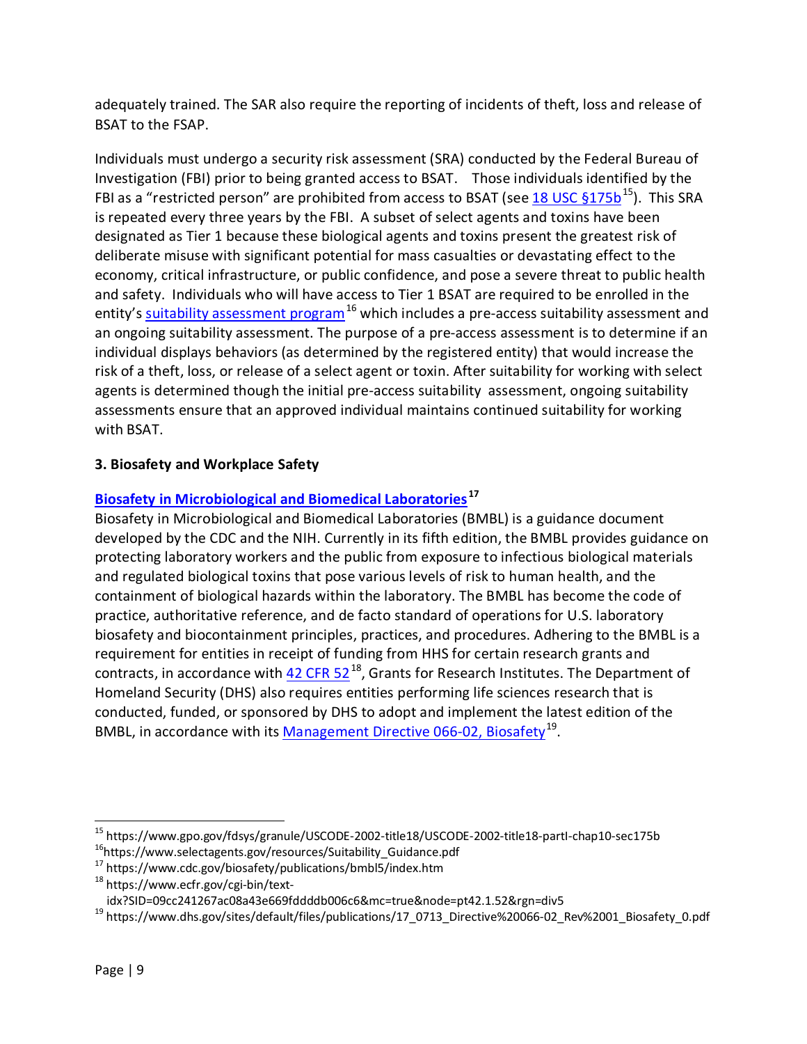adequately trained. The SAR also require the reporting of incidents of theft, loss and release of BSAT to the FSAP.

Individuals must undergo a security risk assessment (SRA) conducted by the Federal Bureau of Investigation (FBI) prior to being granted access to BSAT. Those individuals identified by the FBI as a "restricted person" are prohibited from access to BSAT (see 18 USC §175b[15]). This SRA is repeated every three years by the FBI. A subset of select agents and toxins have been designated as Tier 1 because these biological agents and toxins present the greatest risk of deliberate misuse with significant potential for mass casualties or devastating effect to the economy, critical infrastructure, or public confidence, and pose a severe threat to public health and safety. Individuals who will have access to Tier 1 BSAT are required to be enrolled in the entity's suitability assessment program[16] which includes a pre-access suitability assessment and an ongoing suitability assessment. The purpose of a pre-access assessment is to determine if an individual displays behaviors (as determined by the registered entity) that would increase the risk of a theft, loss, or release of a select agent or toxin. After suitability for working with select agents is determined though the initial pre-access suitability assessment, ongoing suitability assessments ensure that an approved individual maintains continued suitability for working with BSAT.

### 3. Biosafety and Workplace Safety

**Biosafety in Microbiological and Biomedical Laboratories[17]**

Biosafety in Microbiological and Biomedical Laboratories (BMBL) is a guidance document developed by the CDC and the NIH. Currently in its fifth edition, the BMBL provides guidance on protecting laboratory workers and the public from exposure to infectious biological materials and regulated biological toxins that pose various levels of risk to human health, and the containment of biological hazards within the laboratory. The BMBL has become the code of practice, authoritative reference, and de facto standard of operations for U.S. laboratory biosafety and biocontainment principles, practices, and procedures. Adhering to the BMBL is a requirement for entities in receipt of funding from HHS for certain research grants and contracts, in accordance with 42 CFR 52[18], Grants for Research Institutes. The Department of Homeland Security (DHS) also requires entities performing life sciences research that is conducted, funded, or sponsored by DHS to adopt and implement the latest edition of the BMBL, in accordance with its Management Directive 066-02, Biosafety[19].

---

[15] https://www.gpo.gov/fdsys/granule/USCODE-2002-title18/USCODE-2002-title18-partI-chap10-sec175b

[16] https://www.selectagents.gov/resources/Suitability_Guidance.pdf

[17] https://www.cdc.gov/biosafety/publications/bmbl5/index.htm

[18] https://www.ecfr.gov/cgi-bin/text-idx?SID=09cc241267ac08a43e669fddddb006c6&mc=true&node=pt42.1.52&rgn=div5

[19] https://www.dhs.gov/sites/default/files/publications/17_0713_Directive%20066-02_Rev%2001_Biosafety_0.pdf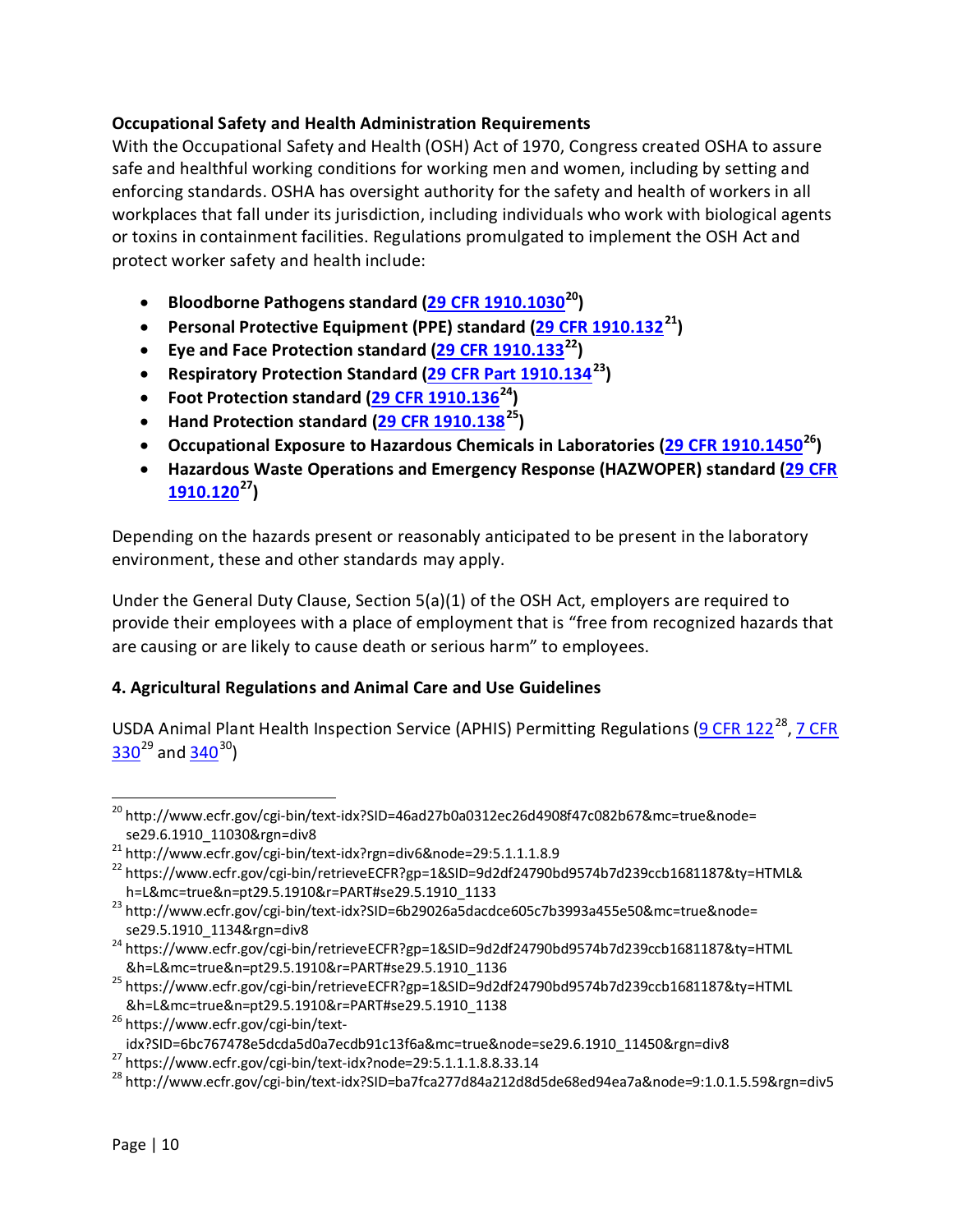**Occupational Safety and Health Administration Requirements**

With the Occupational Safety and Health (OSH) Act of 1970, Congress created OSHA to assure safe and healthful working conditions for working men and women, including by setting and enforcing standards. OSHA has oversight authority for the safety and health of workers in all workplaces that fall under its jurisdiction, including individuals who work with biological agents or toxins in containment facilities. Regulations promulgated to implement the OSH Act and protect worker safety and health include:

- **Bloodborne Pathogens standard (29 CFR 1910.1030[20])**
- **Personal Protective Equipment (PPE) standard (29 CFR 1910.132[21])**
- **Eye and Face Protection standard (29 CFR 1910.133[22])**
- **Respiratory Protection Standard (29 CFR Part 1910.134[23])**
- **Foot Protection standard (29 CFR 1910.136[24])**
- **Hand Protection standard (29 CFR 1910.138[25])**
- **Occupational Exposure to Hazardous Chemicals in Laboratories (29 CFR 1910.1450[26])**
- **Hazardous Waste Operations and Emergency Response (HAZWOPER) standard (29 CFR 1910.120[27])**

Depending on the hazards present or reasonably anticipated to be present in the laboratory environment, these and other standards may apply.

Under the General Duty Clause, Section 5(a)(1) of the OSH Act, employers are required to provide their employees with a place of employment that is "free from recognized hazards that are causing or are likely to cause death or serious harm" to employees.

### 4. Agricultural Regulations and Animal Care and Use Guidelines

USDA Animal Plant Health Inspection Service (APHIS) Permitting Regulations (9 CFR 122[28], 7 CFR 330[29] and 340[30])

---

[20] http://www.ecfr.gov/cgi-bin/text-idx?SID=46ad27b0a0312ec26d4908f47c082b67&mc=true&node=se29.6.1910_11030&rgn=div8

[21] http://www.ecfr.gov/cgi-bin/text-idx?rgn=div6&node=29:5.1.1.1.8.9

[22] https://www.ecfr.gov/cgi-bin/retrieveECFR?gp=1&SID=9d2df24790bd9574b7d239ccb1681187&ty=HTML&h=L&mc=true&n=pt29.5.1910&r=PART#se29.5.1910_1133

[23] http://www.ecfr.gov/cgi-bin/text-idx?SID=6b29026a5dacdce605c7b3993a455e50&mc=true&node=se29.5.1910_1134&rgn=div8

[24] https://www.ecfr.gov/cgi-bin/retrieveECFR?gp=1&SID=9d2df24790bd9574b7d239ccb1681187&ty=HTML&h=L&mc=true&n=pt29.5.1910&r=PART#se29.5.1910_1136

[25] https://www.ecfr.gov/cgi-bin/retrieveECFR?gp=1&SID=9d2df24790bd9574b7d239ccb1681187&ty=HTML&h=L&mc=true&n=pt29.5.1910&r=PART#se29.5.1910_1138

[26] https://www.ecfr.gov/cgi-bin/text-idx?SID=6bc767478e5dcda5d0a7ecdb91c13f6a&mc=true&node=se29.6.1910_11450&rgn=div8

[27] https://www.ecfr.gov/cgi-bin/text-idx?node=29:5.1.1.1.8.8.33.14

[28] http://www.ecfr.gov/cgi-bin/text-idx?SID=ba7fca277d84a212d8d5de68ed94ea7a&node=9:1.0.1.5.59&rgn=div5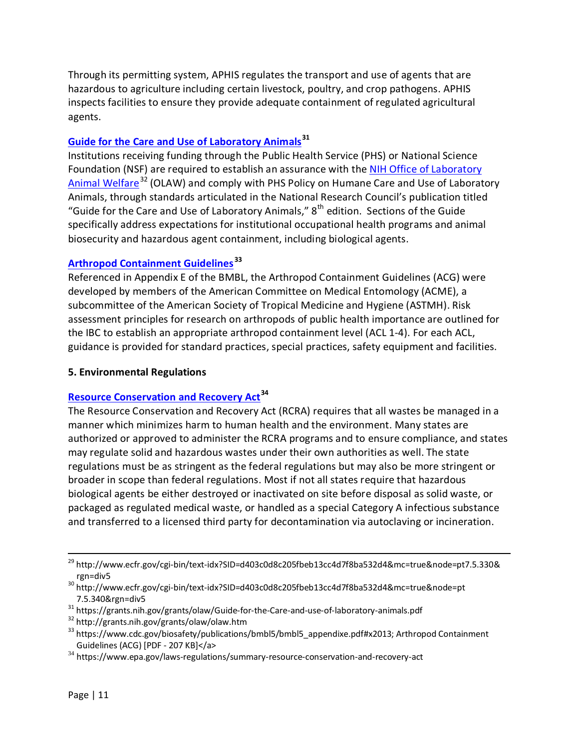Through its permitting system, APHIS regulates the transport and use of agents that are hazardous to agriculture including certain livestock, poultry, and crop pathogens. APHIS inspects facilities to ensure they provide adequate containment of regulated agricultural agents.

### Guide for the Care and Use of Laboratory Animals[31]

Institutions receiving funding through the Public Health Service (PHS) or National Science Foundation (NSF) are required to establish an assurance with the NIH Office of Laboratory Animal Welfare[32] (OLAW) and comply with PHS Policy on Humane Care and Use of Laboratory Animals, through standards articulated in the National Research Council's publication titled "Guide for the Care and Use of Laboratory Animals," 8th edition. Sections of the Guide specifically address expectations for institutional occupational health programs and animal biosecurity and hazardous agent containment, including biological agents.

### Arthropod Containment Guidelines[33]

Referenced in Appendix E of the BMBL, the Arthropod Containment Guidelines (ACG) were developed by members of the American Committee on Medical Entomology (ACME), a subcommittee of the American Society of Tropical Medicine and Hygiene (ASTMH). Risk assessment principles for research on arthropods of public health importance are outlined for the IBC to establish an appropriate arthropod containment level (ACL 1-4). For each ACL, guidance is provided for standard practices, special practices, safety equipment and facilities.

## 5. Environmental Regulations

### Resource Conservation and Recovery Act[34]

The Resource Conservation and Recovery Act (RCRA) requires that all wastes be managed in a manner which minimizes harm to human health and the environment. Many states are authorized or approved to administer the RCRA programs and to ensure compliance, and states may regulate solid and hazardous wastes under their own authorities as well. The state regulations must be as stringent as the federal regulations but may also be more stringent or broader in scope than federal regulations. Most if not all states require that hazardous biological agents be either destroyed or inactivated on site before disposal as solid waste, or packaged as regulated medical waste, or handled as a special Category A infectious substance and transferred to a licensed third party for decontamination via autoclaving or incineration.

---

[29] http://www.ecfr.gov/cgi-bin/text-idx?SID=d403c0d8c205fbeb13cc4d7f8ba532d4&mc=true&node=pt7.5.330&rgn=div5

[30] http://www.ecfr.gov/cgi-bin/text-idx?SID=d403c0d8c205fbeb13cc4d7f8ba532d4&mc=true&node=pt7.5.340&rgn=div5

[31] https://grants.nih.gov/grants/olaw/Guide-for-the-Care-and-use-of-laboratory-animals.pdf

[32] http://grants.nih.gov/grants/olaw/olaw.htm

[33] https://www.cdc.gov/biosafety/publications/bmbl5/bmbl5_appendixe.pdf#x2013; Arthropod Containment Guidelines (ACG) [PDF - 207 KB]</a>

[34] https://www.epa.gov/laws-regulations/summary-resource-conservation-and-recovery-act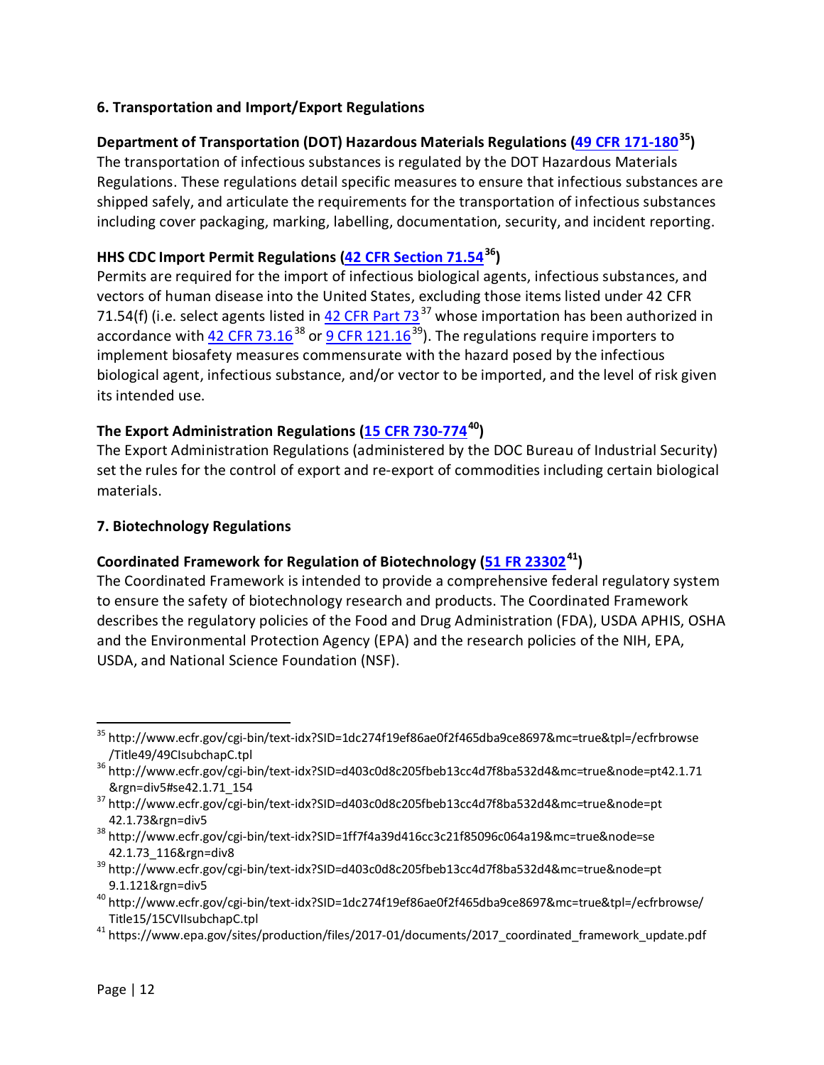## 6. Transportation and Import/Export Regulations

### Department of Transportation (DOT) Hazardous Materials Regulations (49 CFR 171-180[35])

The transportation of infectious substances is regulated by the DOT Hazardous Materials Regulations. These regulations detail specific measures to ensure that infectious substances are shipped safely, and articulate the requirements for the transportation of infectious substances including cover packaging, marking, labelling, documentation, security, and incident reporting.

### HHS CDC Import Permit Regulations (42 CFR Section 71.54[36])

Permits are required for the import of infectious biological agents, infectious substances, and vectors of human disease into the United States, excluding those items listed under 42 CFR 71.54(f) (i.e. select agents listed in 42 CFR Part 73[37] whose importation has been authorized in accordance with 42 CFR 73.16[38] or 9 CFR 121.16[39]). The regulations require importers to implement biosafety measures commensurate with the hazard posed by the infectious biological agent, infectious substance, and/or vector to be imported, and the level of risk given its intended use.

### The Export Administration Regulations (15 CFR 730-774[40])

The Export Administration Regulations (administered by the DOC Bureau of Industrial Security) set the rules for the control of export and re-export of commodities including certain biological materials.

## 7. Biotechnology Regulations

### Coordinated Framework for Regulation of Biotechnology (51 FR 23302[41])

The Coordinated Framework is intended to provide a comprehensive federal regulatory system to ensure the safety of biotechnology research and products. The Coordinated Framework describes the regulatory policies of the Food and Drug Administration (FDA), USDA APHIS, OSHA and the Environmental Protection Agency (EPA) and the research policies of the NIH, EPA, USDA, and National Science Foundation (NSF).

---

[35] http://www.ecfr.gov/cgi-bin/text-idx?SID=1dc274f19ef86ae0f2f465dba9ce8697&mc=true&tpl=/ecfrbrowse/Title49/49CIsubchapC.tpl

[36] http://www.ecfr.gov/cgi-bin/text-idx?SID=d403c0d8c205fbeb13cc4d7f8ba532d4&mc=true&node=pt42.1.71&rgn=div5#se42.1.71_154

[37] http://www.ecfr.gov/cgi-bin/text-idx?SID=d403c0d8c205fbeb13cc4d7f8ba532d4&mc=true&node=pt42.1.73&rgn=div5

[38] http://www.ecfr.gov/cgi-bin/text-idx?SID=1ff7f4a39d416cc3c21f85096c064a19&mc=true&node=se42.1.73_116&rgn=div8

[39] http://www.ecfr.gov/cgi-bin/text-idx?SID=d403c0d8c205fbeb13cc4d7f8ba532d4&mc=true&node=pt9.1.121&rgn=div5

[40] http://www.ecfr.gov/cgi-bin/text-idx?SID=1dc274f19ef86ae0f2f465dba9ce8697&mc=true&tpl=/ecfrbrowse/Title15/15CVIIsubchapC.tpl

[41] https://www.epa.gov/sites/production/files/2017-01/documents/2017_coordinated_framework_update.pdf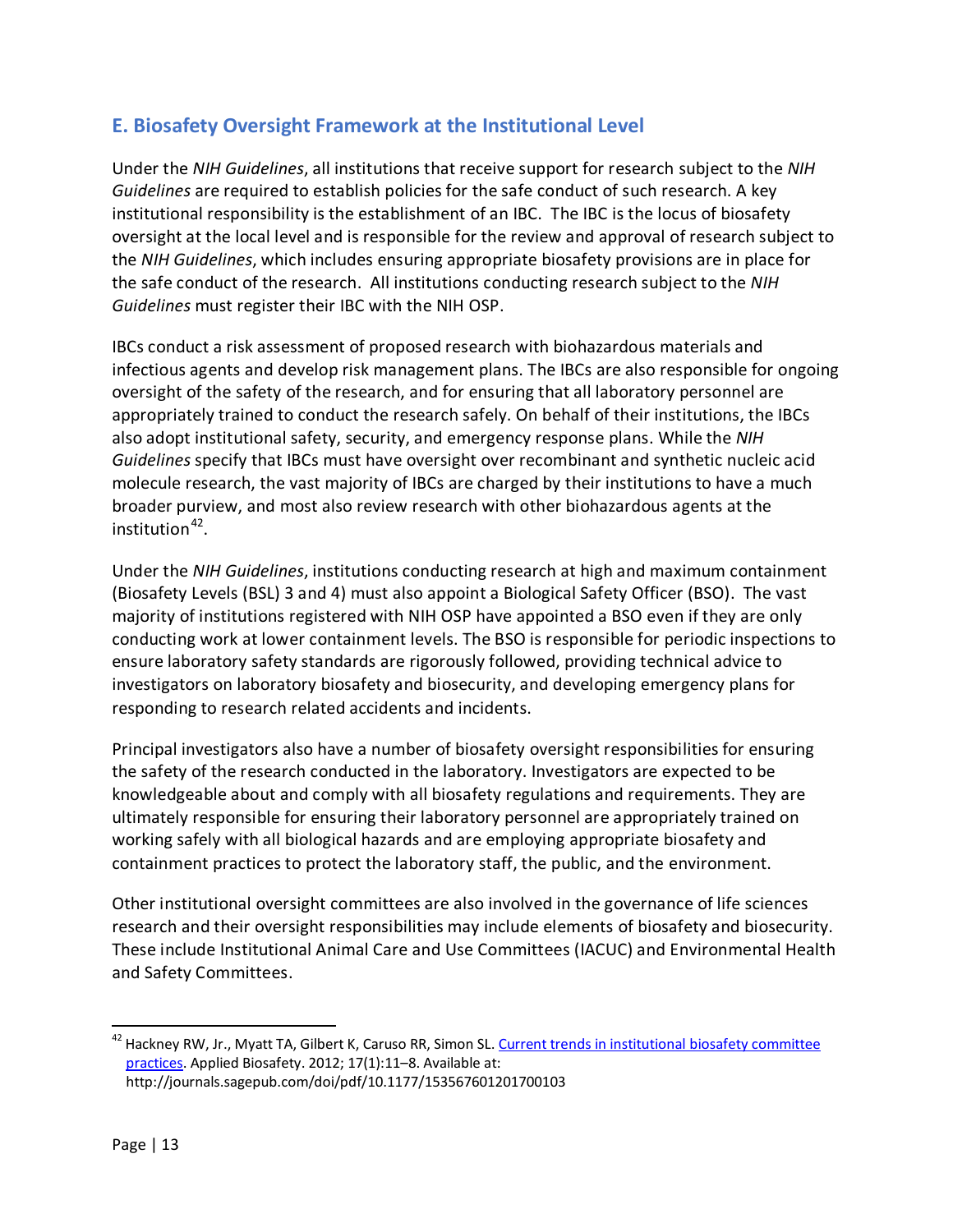## E. Biosafety Oversight Framework at the Institutional Level

Under the *NIH Guidelines*, all institutions that receive support for research subject to the *NIH Guidelines* are required to establish policies for the safe conduct of such research. A key institutional responsibility is the establishment of an IBC. The IBC is the locus of biosafety oversight at the local level and is responsible for the review and approval of research subject to the *NIH Guidelines*, which includes ensuring appropriate biosafety provisions are in place for the safe conduct of the research. All institutions conducting research subject to the *NIH Guidelines* must register their IBC with the NIH OSP.

IBCs conduct a risk assessment of proposed research with biohazardous materials and infectious agents and develop risk management plans. The IBCs are also responsible for ongoing oversight of the safety of the research, and for ensuring that all laboratory personnel are appropriately trained to conduct the research safely. On behalf of their institutions, the IBCs also adopt institutional safety, security, and emergency response plans. While the *NIH Guidelines* specify that IBCs must have oversight over recombinant and synthetic nucleic acid molecule research, the vast majority of IBCs are charged by their institutions to have a much broader purview, and most also review research with other biohazardous agents at the institution[42].

Under the *NIH Guidelines*, institutions conducting research at high and maximum containment (Biosafety Levels (BSL) 3 and 4) must also appoint a Biological Safety Officer (BSO). The vast majority of institutions registered with NIH OSP have appointed a BSO even if they are only conducting work at lower containment levels. The BSO is responsible for periodic inspections to ensure laboratory safety standards are rigorously followed, providing technical advice to investigators on laboratory biosafety and biosecurity, and developing emergency plans for responding to research related accidents and incidents.

Principal investigators also have a number of biosafety oversight responsibilities for ensuring the safety of the research conducted in the laboratory. Investigators are expected to be knowledgeable about and comply with all biosafety regulations and requirements. They are ultimately responsible for ensuring their laboratory personnel are appropriately trained on working safely with all biological hazards and are employing appropriate biosafety and containment practices to protect the laboratory staff, the public, and the environment.

Other institutional oversight committees are also involved in the governance of life sciences research and their oversight responsibilities may include elements of biosafety and biosecurity. These include Institutional Animal Care and Use Committees (IACUC) and Environmental Health and Safety Committees.

---

[42] Hackney RW, Jr., Myatt TA, Gilbert K, Caruso RR, Simon SL. Current trends in institutional biosafety committee practices. Applied Biosafety. 2012; 17(1):11–8. Available at: http://journals.sagepub.com/doi/pdf/10.1177/153567601201700103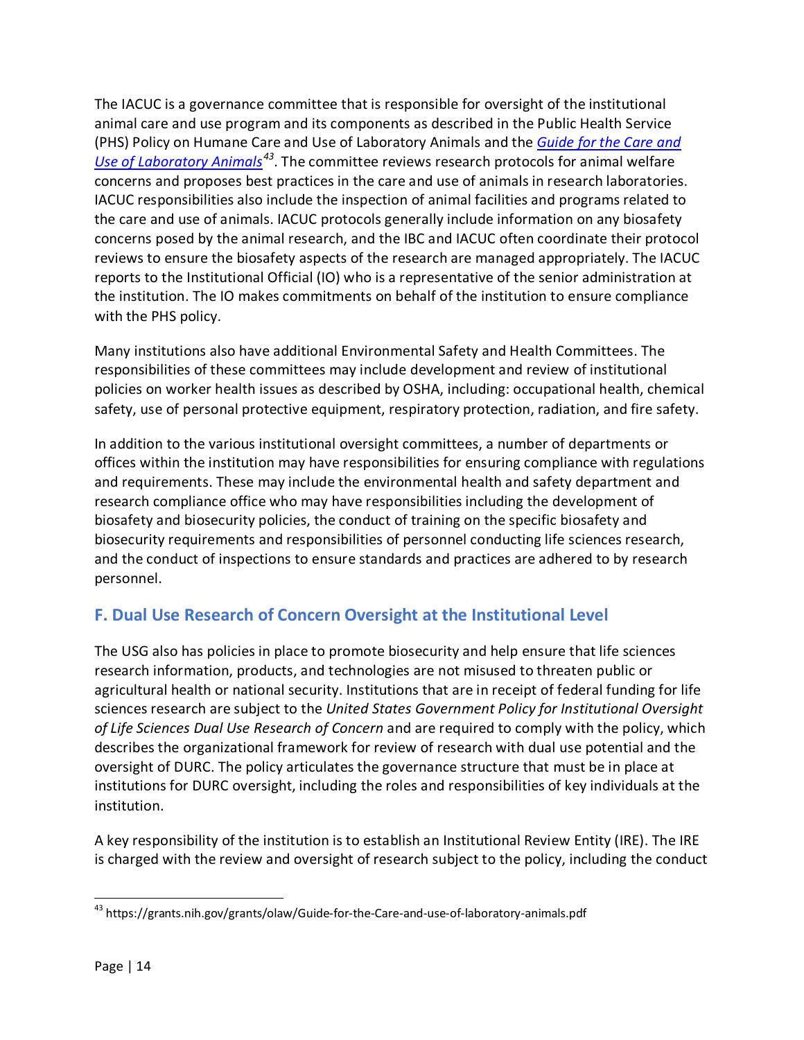The IACUC is a governance committee that is responsible for oversight of the institutional animal care and use program and its components as described in the Public Health Service (PHS) Policy on Humane Care and Use of Laboratory Animals and the *Guide for the Care and Use of Laboratory Animals*[43]. The committee reviews research protocols for animal welfare concerns and proposes best practices in the care and use of animals in research laboratories. IACUC responsibilities also include the inspection of animal facilities and programs related to the care and use of animals. IACUC protocols generally include information on any biosafety concerns posed by the animal research, and the IBC and IACUC often coordinate their protocol reviews to ensure the biosafety aspects of the research are managed appropriately. The IACUC reports to the Institutional Official (IO) who is a representative of the senior administration at the institution. The IO makes commitments on behalf of the institution to ensure compliance with the PHS policy.

Many institutions also have additional Environmental Safety and Health Committees. The responsibilities of these committees may include development and review of institutional policies on worker health issues as described by OSHA, including: occupational health, chemical safety, use of personal protective equipment, respiratory protection, radiation, and fire safety.

In addition to the various institutional oversight committees, a number of departments or offices within the institution may have responsibilities for ensuring compliance with regulations and requirements. These may include the environmental health and safety department and research compliance office who may have responsibilities including the development of biosafety and biosecurity policies, the conduct of training on the specific biosafety and biosecurity requirements and responsibilities of personnel conducting life sciences research, and the conduct of inspections to ensure standards and practices are adhered to by research personnel.

## F. Dual Use Research of Concern Oversight at the Institutional Level

The USG also has policies in place to promote biosecurity and help ensure that life sciences research information, products, and technologies are not misused to threaten public or agricultural health or national security. Institutions that are in receipt of federal funding for life sciences research are subject to the *United States Government Policy for Institutional Oversight of Life Sciences Dual Use Research of Concern* and are required to comply with the policy, which describes the organizational framework for review of research with dual use potential and the oversight of DURC. The policy articulates the governance structure that must be in place at institutions for DURC oversight, including the roles and responsibilities of key individuals at the institution.

A key responsibility of the institution is to establish an Institutional Review Entity (IRE). The IRE is charged with the review and oversight of research subject to the policy, including the conduct

[43] https://grants.nih.gov/grants/olaw/Guide-for-the-Care-and-use-of-laboratory-animals.pdf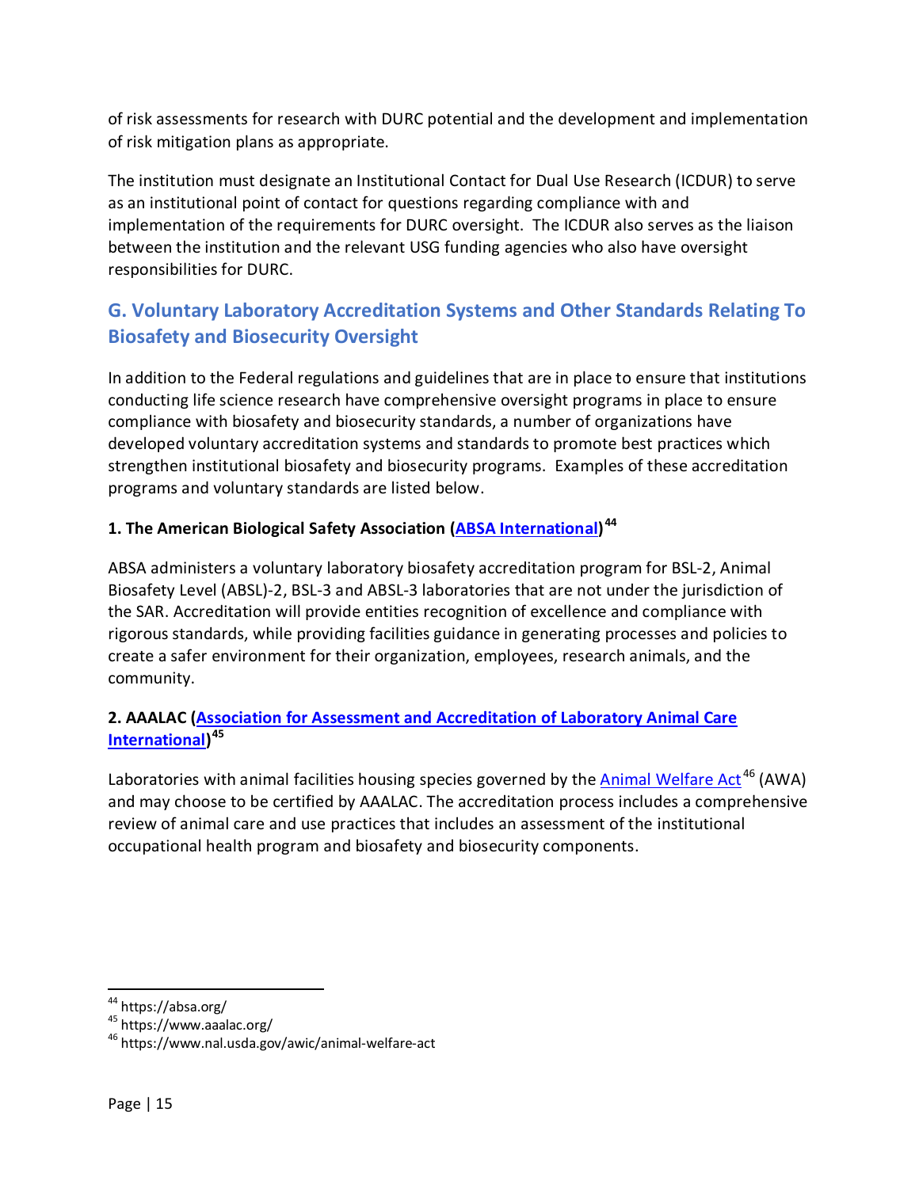of risk assessments for research with DURC potential and the development and implementation of risk mitigation plans as appropriate.

The institution must designate an Institutional Contact for Dual Use Research (ICDUR) to serve as an institutional point of contact for questions regarding compliance with and implementation of the requirements for DURC oversight. The ICDUR also serves as the liaison between the institution and the relevant USG funding agencies who also have oversight responsibilities for DURC.

## G. Voluntary Laboratory Accreditation Systems and Other Standards Relating To Biosafety and Biosecurity Oversight

In addition to the Federal regulations and guidelines that are in place to ensure that institutions conducting life science research have comprehensive oversight programs in place to ensure compliance with biosafety and biosecurity standards, a number of organizations have developed voluntary accreditation systems and standards to promote best practices which strengthen institutional biosafety and biosecurity programs. Examples of these accreditation programs and voluntary standards are listed below.

**1. The American Biological Safety Association (ABSA International)[44]**

ABSA administers a voluntary laboratory biosafety accreditation program for BSL-2, Animal Biosafety Level (ABSL)-2, BSL-3 and ABSL-3 laboratories that are not under the jurisdiction of the SAR. Accreditation will provide entities recognition of excellence and compliance with rigorous standards, while providing facilities guidance in generating processes and policies to create a safer environment for their organization, employees, research animals, and the community.

**2. AAALAC (Association for Assessment and Accreditation of Laboratory Animal Care International)[45]**

Laboratories with animal facilities housing species governed by the Animal Welfare Act[46] (AWA) and may choose to be certified by AAALAC. The accreditation process includes a comprehensive review of animal care and use practices that includes an assessment of the institutional occupational health program and biosafety and biosecurity components.

---

[44] https://absa.org/
[45] https://www.aaalac.org/
[46] https://www.nal.usda.gov/awic/animal-welfare-act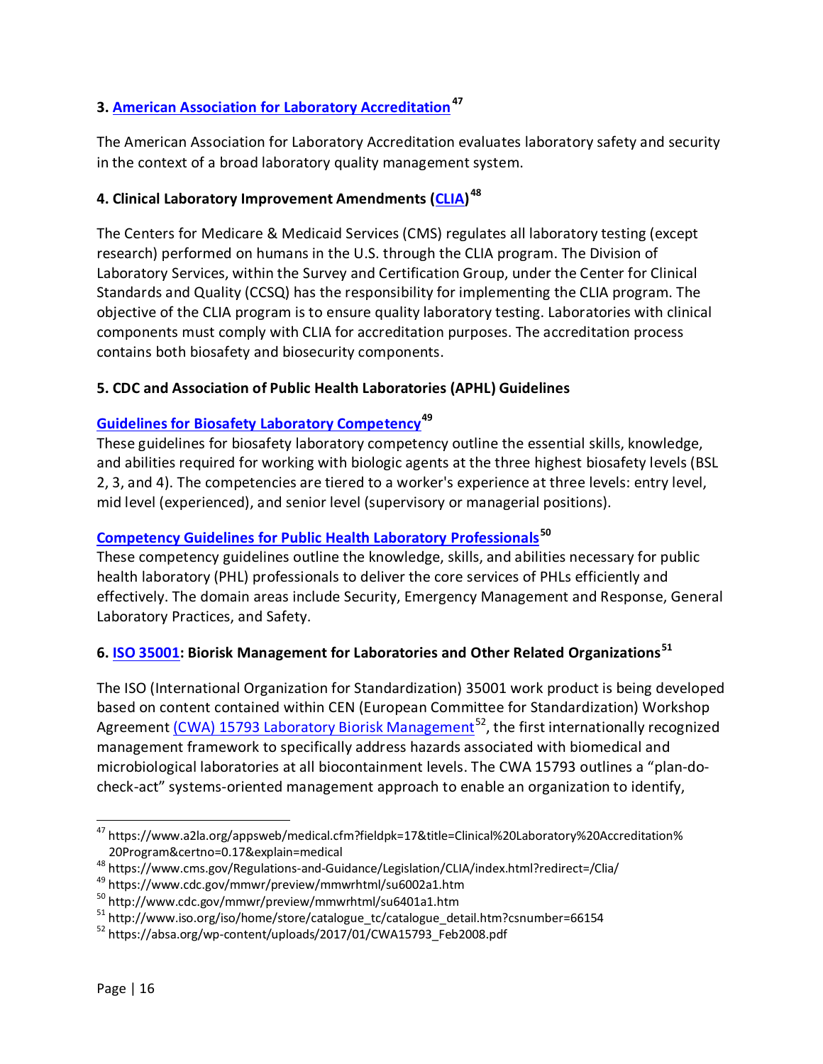### 3. American Association for Laboratory Accreditation[47]

The American Association for Laboratory Accreditation evaluates laboratory safety and security in the context of a broad laboratory quality management system.

### 4. Clinical Laboratory Improvement Amendments (CLIA)[48]

The Centers for Medicare & Medicaid Services (CMS) regulates all laboratory testing (except research) performed on humans in the U.S. through the CLIA program. The Division of Laboratory Services, within the Survey and Certification Group, under the Center for Clinical Standards and Quality (CCSQ) has the responsibility for implementing the CLIA program. The objective of the CLIA program is to ensure quality laboratory testing. Laboratories with clinical components must comply with CLIA for accreditation purposes. The accreditation process contains both biosafety and biosecurity components.

### 5. CDC and Association of Public Health Laboratories (APHL) Guidelines

**Guidelines for Biosafety Laboratory Competency**[49]
These guidelines for biosafety laboratory competency outline the essential skills, knowledge, and abilities required for working with biologic agents at the three highest biosafety levels (BSL 2, 3, and 4). The competencies are tiered to a worker's experience at three levels: entry level, mid level (experienced), and senior level (supervisory or managerial positions).

**Competency Guidelines for Public Health Laboratory Professionals**[50]
These competency guidelines outline the knowledge, skills, and abilities necessary for public health laboratory (PHL) professionals to deliver the core services of PHLs efficiently and effectively. The domain areas include Security, Emergency Management and Response, General Laboratory Practices, and Safety.

### 6. ISO 35001: Biorisk Management for Laboratories and Other Related Organizations[51]

The ISO (International Organization for Standardization) 35001 work product is being developed based on content contained within CEN (European Committee for Standardization) Workshop Agreement (CWA) 15793 Laboratory Biorisk Management[52], the first internationally recognized management framework to specifically address hazards associated with biomedical and microbiological laboratories at all biocontainment levels. The CWA 15793 outlines a "plan-do-check-act" systems-oriented management approach to enable an organization to identify,

---

[47] https://www.a2la.org/appsweb/medical.cfm?fieldpk=17&title=Clinical%20Laboratory%20Accreditation%20Program&certno=0.17&explain=medical
[48] https://www.cms.gov/Regulations-and-Guidance/Legislation/CLIA/index.html?redirect=/Clia/
[49] https://www.cdc.gov/mmwr/preview/mmwrhtml/su6002a1.htm
[50] http://www.cdc.gov/mmwr/preview/mmwrhtml/su6401a1.htm
[51] http://www.iso.org/iso/home/store/catalogue_tc/catalogue_detail.htm?csnumber=66154
[52] https://absa.org/wp-content/uploads/2017/01/CWA15793_Feb2008.pdf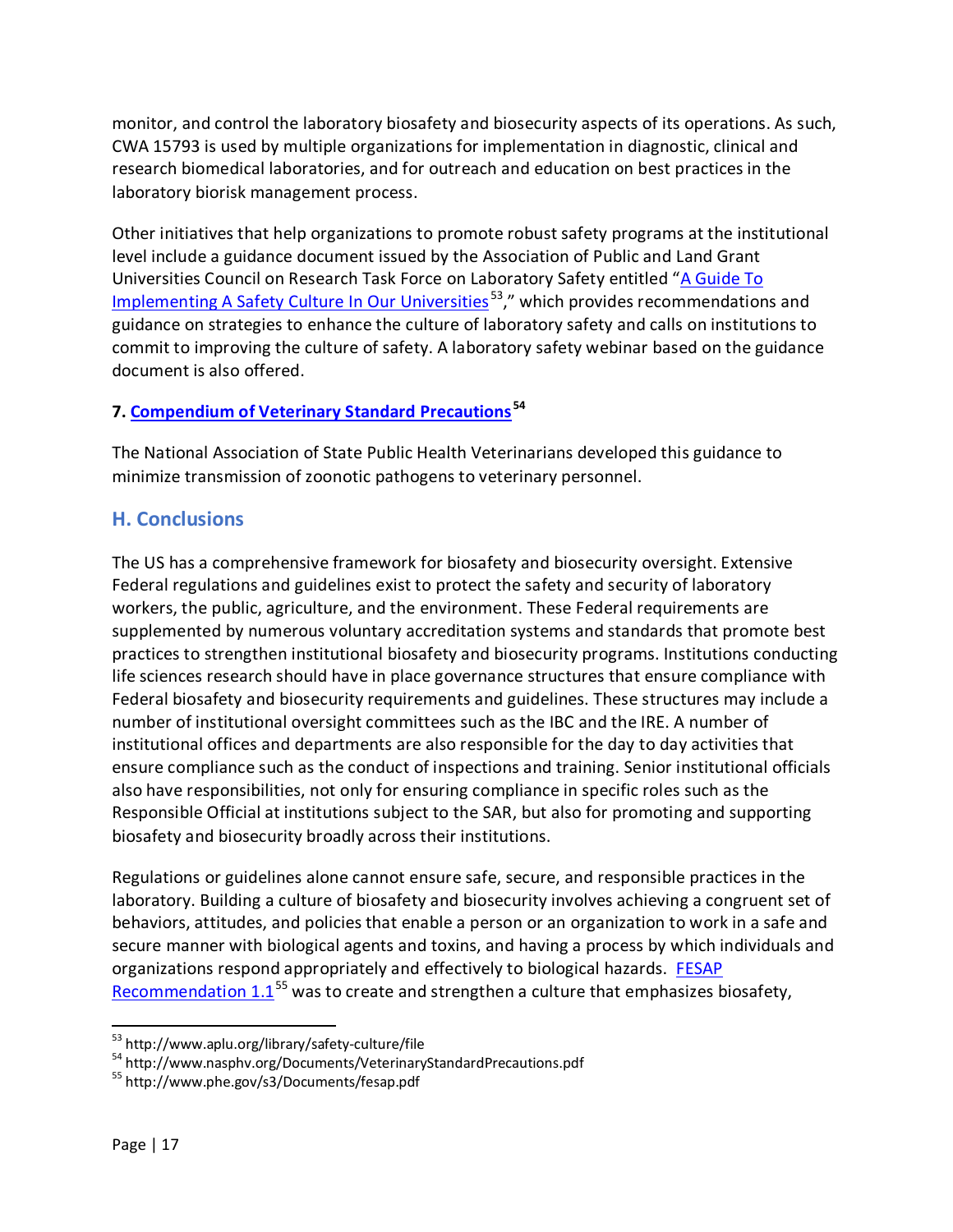monitor, and control the laboratory biosafety and biosecurity aspects of its operations. As such, CWA 15793 is used by multiple organizations for implementation in diagnostic, clinical and research biomedical laboratories, and for outreach and education on best practices in the laboratory biorisk management process.

Other initiatives that help organizations to promote robust safety programs at the institutional level include a guidance document issued by the Association of Public and Land Grant Universities Council on Research Task Force on Laboratory Safety entitled "A Guide To Implementing A Safety Culture In Our Universities[53]," which provides recommendations and guidance on strategies to enhance the culture of laboratory safety and calls on institutions to commit to improving the culture of safety. A laboratory safety webinar based on the guidance document is also offered.

**7. Compendium of Veterinary Standard Precautions[54]**

The National Association of State Public Health Veterinarians developed this guidance to minimize transmission of zoonotic pathogens to veterinary personnel.

## H. Conclusions

The US has a comprehensive framework for biosafety and biosecurity oversight. Extensive Federal regulations and guidelines exist to protect the safety and security of laboratory workers, the public, agriculture, and the environment. These Federal requirements are supplemented by numerous voluntary accreditation systems and standards that promote best practices to strengthen institutional biosafety and biosecurity programs. Institutions conducting life sciences research should have in place governance structures that ensure compliance with Federal biosafety and biosecurity requirements and guidelines. These structures may include a number of institutional oversight committees such as the IBC and the IRE. A number of institutional offices and departments are also responsible for the day to day activities that ensure compliance such as the conduct of inspections and training. Senior institutional officials also have responsibilities, not only for ensuring compliance in specific roles such as the Responsible Official at institutions subject to the SAR, but also for promoting and supporting biosafety and biosecurity broadly across their institutions.

Regulations or guidelines alone cannot ensure safe, secure, and responsible practices in the laboratory. Building a culture of biosafety and biosecurity involves achieving a congruent set of behaviors, attitudes, and policies that enable a person or an organization to work in a safe and secure manner with biological agents and toxins, and having a process by which individuals and organizations respond appropriately and effectively to biological hazards. FESAP Recommendation 1.1[55] was to create and strengthen a culture that emphasizes biosafety,

---

[53] http://www.aplu.org/library/safety-culture/file

[54] http://www.nasphv.org/Documents/VeterinaryStandardPrecautions.pdf

[55] http://www.phe.gov/s3/Documents/fesap.pdf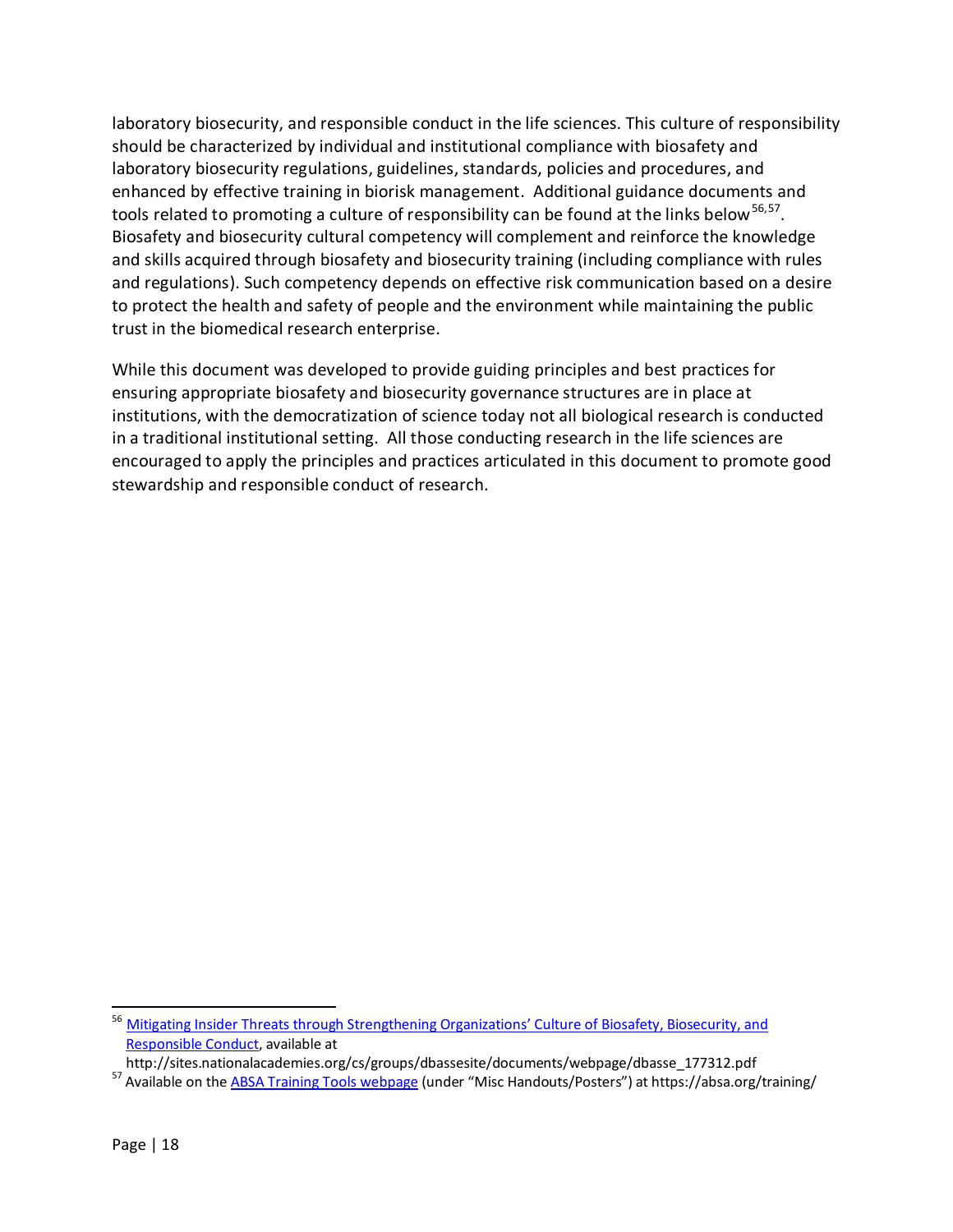laboratory biosecurity, and responsible conduct in the life sciences. This culture of responsibility should be characterized by individual and institutional compliance with biosafety and laboratory biosecurity regulations, guidelines, standards, policies and procedures, and enhanced by effective training in biorisk management. Additional guidance documents and tools related to promoting a culture of responsibility can be found at the links below[56,57]. Biosafety and biosecurity cultural competency will complement and reinforce the knowledge and skills acquired through biosafety and biosecurity training (including compliance with rules and regulations). Such competency depends on effective risk communication based on a desire to protect the health and safety of people and the environment while maintaining the public trust in the biomedical research enterprise.

While this document was developed to provide guiding principles and best practices for ensuring appropriate biosafety and biosecurity governance structures are in place at institutions, with the democratization of science today not all biological research is conducted in a traditional institutional setting. All those conducting research in the life sciences are encouraged to apply the principles and practices articulated in this document to promote good stewardship and responsible conduct of research.

---

[56] Mitigating Insider Threats through Strengthening Organizations' Culture of Biosafety, Biosecurity, and Responsible Conduct, available at http://sites.nationalacademies.org/cs/groups/dbassesite/documents/webpage/dbasse_177312.pdf

[57] Available on the ABSA Training Tools webpage (under "Misc Handouts/Posters") at https://absa.org/training/